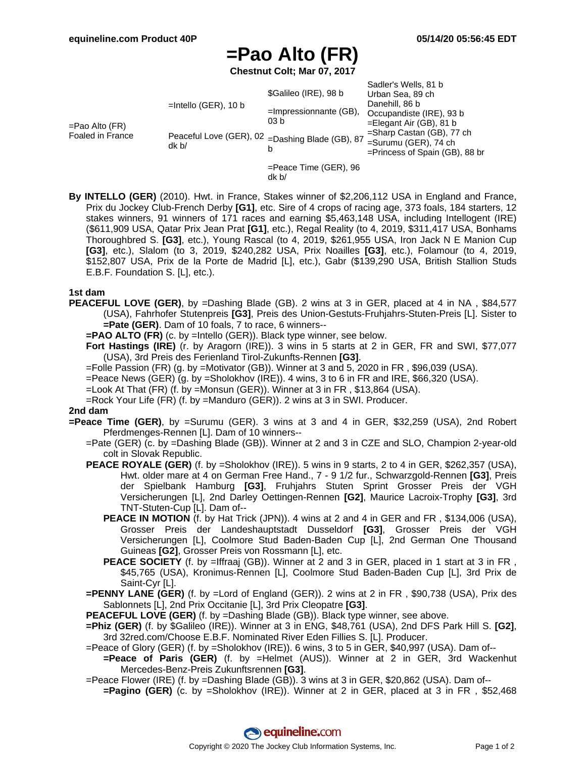# =Pao Alto (FR)

**Chestnut Colt; Mar 07, 2017**

| | | | |
|---|---|---|---|
| =Pao Alto (FR) Foaled in France | =Intello (GER), 10 b | $Galileo (IRE), 98 b | Sadler's Wells, 81 b |
| | | | Urban Sea, 89 ch |
| | | =Impressionnante (GB), 03 b | Danehill, 86 b |
| | | | Occupandiste (IRE), 93 b |
| | Peaceful Love (GER), 02 dk b/ | =Dashing Blade (GB), 87 b | =Elegant Air (GB), 81 b |
| | | | =Sharp Castan (GB), 77 ch |
| | | =Peace Time (GER), 96 dk b/ | =Surumu (GER), 74 ch |
| | | | =Princess of Spain (GB), 88 br |

**By INTELLO (GER)** (2010). Hwt. in France, Stakes winner of $2,206,112 USA in England and France, Prix du Jockey Club-French Derby **[G1]**, etc. Sire of 4 crops of racing age, 373 foals, 184 starters, 12 stakes winners, 91 winners of 171 races and earning $5,463,148 USA, including Intellogent (IRE) ($611,909 USA, Qatar Prix Jean Prat **[G1]**, etc.), Regal Reality (to 4, 2019, $311,417 USA, Bonhams Thoroughbred S. **[G3]**, etc.), Young Rascal (to 4, 2019, $261,955 USA, Iron Jack N E Manion Cup **[G3]**, etc.), Slalom (to 3, 2019, $240,282 USA, Prix Noailles **[G3]**, etc.), Folamour (to 4, 2019, $152,807 USA, Prix de la Porte de Madrid [L], etc.), Gabr ($139,290 USA, British Stallion Studs E.B.F. Foundation S. [L], etc.).

**1st dam**

**PEACEFUL LOVE (GER)**, by =Dashing Blade (GB). 2 wins at 3 in GER, placed at 4 in NA , $84,577 (USA), Fahrhofer Stutenpreis **[G3]**, Preis des Union-Gestuts-Fruhjahrs-Stuten-Preis [L]. Sister to **=Pate (GER)**. Dam of 10 foals, 7 to race, 6 winners--

- **=PAO ALTO (FR)** (c. by =Intello (GER)). Black type winner, see below.
- **Fort Hastings (IRE)** (r. by Aragorn (IRE)). 3 wins in 5 starts at 2 in GER, FR and SWI, $77,077 (USA), 3rd Preis des Ferienland Tirol-Zukunfts-Rennen **[G3]**.
- =Folle Passion (FR) (g. by =Motivator (GB)). Winner at 3 and 5, 2020 in FR , $96,039 (USA).
- =Peace News (GER) (g. by =Sholokhov (IRE)). 4 wins, 3 to 6 in FR and IRE, $66,320 (USA).
- =Look At That (FR) (f. by =Monsun (GER)). Winner at 3 in FR , $13,864 (USA).
- =Rock Your Life (FR) (f. by =Manduro (GER)). 2 wins at 3 in SWI. Producer.

**2nd dam**

**=Peace Time (GER)**, by =Surumu (GER). 3 wins at 3 and 4 in GER, $32,259 (USA), 2nd Robert Pferdmenges-Rennen [L]. Dam of 10 winners--

- =Pate (GER) (c. by =Dashing Blade (GB)). Winner at 2 and 3 in CZE and SLO, Champion 2-year-old colt in Slovak Republic.
- **PEACE ROYALE (GER)** (f. by =Sholokhov (IRE)). 5 wins in 9 starts, 2 to 4 in GER, $262,357 (USA), Hwt. older mare at 4 on German Free Hand., 7 - 9 1/2 fur., Schwarzgold-Rennen **[G3]**, Preis der Spielbank Hamburg **[G3]**, Fruhjahrs Stuten Sprint Grosser Preis der VGH Versicherungen [L], 2nd Darley Oettingen-Rennen **[G2]**, Maurice Lacroix-Trophy **[G3]**, 3rd TNT-Stuten-Cup [L]. Dam of--
  - **PEACE IN MOTION** (f. by Hat Trick (JPN)). 4 wins at 2 and 4 in GER and FR , $134,006 (USA), Grosser Preis der Landeshauptstadt Dusseldorf **[G3]**, Grosser Preis der VGH Versicherungen [L], Coolmore Stud Baden-Baden Cup [L], 2nd German One Thousand Guineas **[G2]**, Grosser Preis von Rossmann [L], etc.
  - **PEACE SOCIETY** (f. by =Iffraaj (GB)). Winner at 2 and 3 in GER, placed in 1 start at 3 in FR , $45,765 (USA), Kronimus-Rennen [L], Coolmore Stud Baden-Baden Cup [L], 3rd Prix de Saint-Cyr [L].
- **=PENNY LANE (GER)** (f. by =Lord of England (GER)). 2 wins at 2 in FR , $90,738 (USA), Prix des Sablonnets [L], 2nd Prix Occitanie [L], 3rd Prix Cleopatre **[G3]**.
- **PEACEFUL LOVE (GER)** (f. by =Dashing Blade (GB)). Black type winner, see above.
- **=Phiz (GER)** (f. by $Galileo (IRE)). Winner at 3 in ENG, $48,761 (USA), 2nd DFS Park Hill S. **[G2]**, 3rd 32red.com/Choose E.B.F. Nominated River Eden Fillies S. [L]. Producer.
- =Peace of Glory (GER) (f. by =Sholokhov (IRE)). 6 wins, 3 to 5 in GER, $40,997 (USA). Dam of--
  - **=Peace of Paris (GER)** (f. by =Helmet (AUS)). Winner at 2 in GER, 3rd Wackenhut Mercedes-Benz-Preis Zukunftsrennen **[G3]**.
- =Peace Flower (IRE) (f. by =Dashing Blade (GB)). 3 wins at 3 in GER, $20,862 (USA). Dam of--
  - **=Pagino (GER)** (c. by =Sholokhov (IRE)). Winner at 2 in GER, placed at 3 in FR , $52,468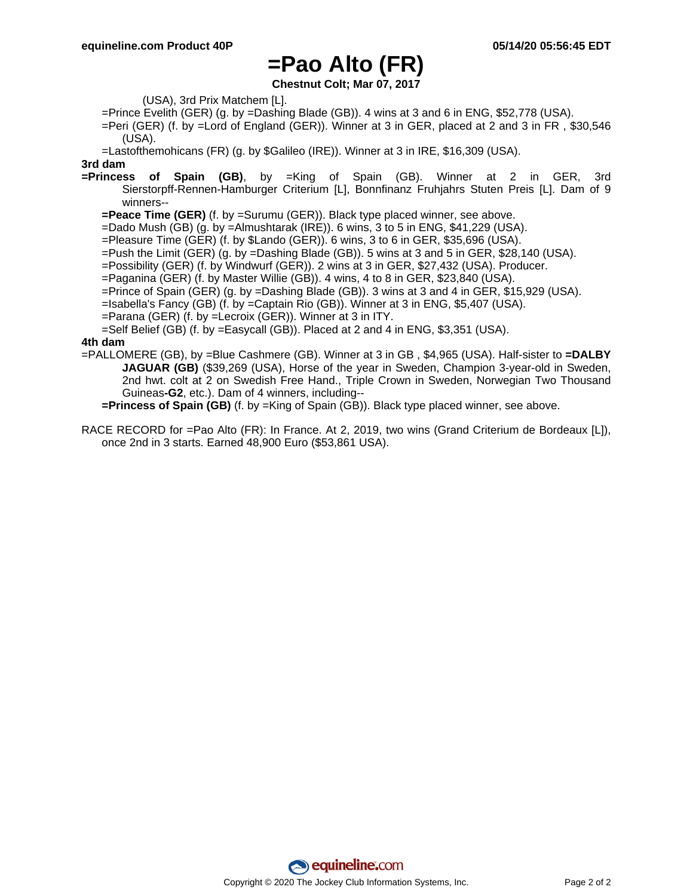# =Pao Alto (FR)

**Chestnut Colt; Mar 07, 2017**

(USA), 3rd Prix Matchem [L].

=Prince Evelith (GER) (g. by =Dashing Blade (GB)). 4 wins at 3 and 6 in ENG, $52,778 (USA).

=Peri (GER) (f. by =Lord of England (GER)). Winner at 3 in GER, placed at 2 and 3 in FR , $30,546 (USA).

=Lastofthemohicans (FR) (g. by $Galileo (IRE)). Winner at 3 in IRE, $16,309 (USA).

### 3rd dam

**=Princess of Spain (GB)**, by =King of Spain (GB). Winner at 2 in GER, 3rd Sierstorpff-Rennen-Hamburger Criterium [L], Bonnfinanz Fruhjahrs Stuten Preis [L]. Dam of 9 winners--

**=Peace Time (GER)** (f. by =Surumu (GER)). Black type placed winner, see above.

=Dado Mush (GB) (g. by =Almushtarak (IRE)). 6 wins, 3 to 5 in ENG, $41,229 (USA).

=Pleasure Time (GER) (f. by $Lando (GER)). 6 wins, 3 to 6 in GER, $35,696 (USA).

=Push the Limit (GER) (g. by =Dashing Blade (GB)). 5 wins at 3 and 5 in GER, $28,140 (USA).

=Possibility (GER) (f. by Windwurf (GER)). 2 wins at 3 in GER, $27,432 (USA). Producer.

=Paganina (GER) (f. by Master Willie (GB)). 4 wins, 4 to 8 in GER, $23,840 (USA).

=Prince of Spain (GER) (g. by =Dashing Blade (GB)). 3 wins at 3 and 4 in GER, $15,929 (USA).

=Isabella's Fancy (GB) (f. by =Captain Rio (GB)). Winner at 3 in ENG, $5,407 (USA).

=Parana (GER) (f. by =Lecroix (GER)). Winner at 3 in ITY.

=Self Belief (GB) (f. by =Easycall (GB)). Placed at 2 and 4 in ENG, $3,351 (USA).

### 4th dam

=PALLOMERE (GB), by =Blue Cashmere (GB). Winner at 3 in GB , $4,965 (USA). Half-sister to **=DALBY JAGUAR (GB)** ($39,269 (USA), Horse of the year in Sweden, Champion 3-year-old in Sweden, 2nd hwt. colt at 2 on Swedish Free Hand., Triple Crown in Sweden, Norwegian Two Thousand Guineas-**G2**, etc.). Dam of 4 winners, including--

**=Princess of Spain (GB)** (f. by =King of Spain (GB)). Black type placed winner, see above.

RACE RECORD for =Pao Alto (FR): In France. At 2, 2019, two wins (Grand Criterium de Bordeaux [L]), once 2nd in 3 starts. Earned 48,900 Euro ($53,861 USA).

Copyright © 2020 The Jockey Club Information Systems, Inc.